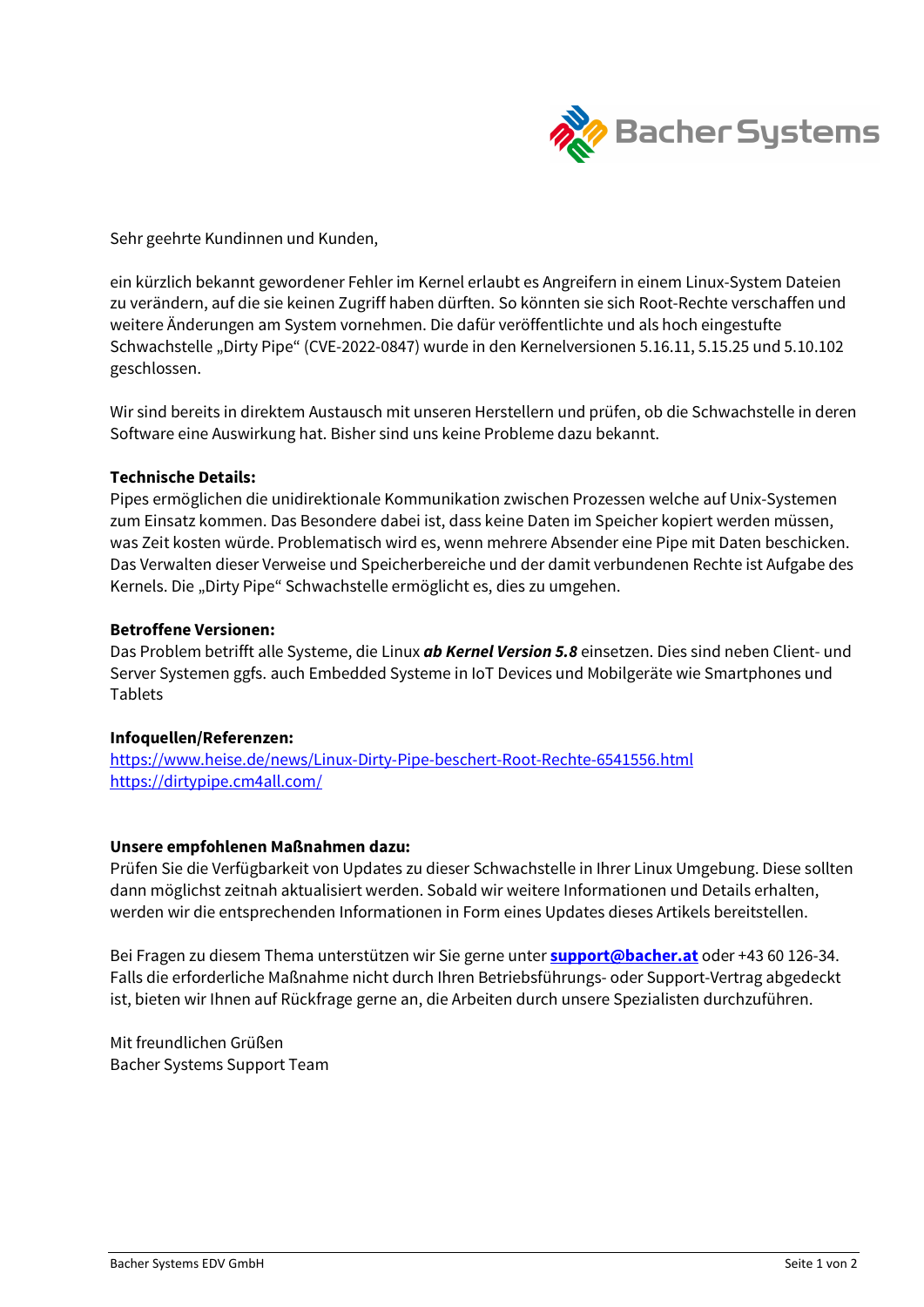Sehr geehrte Kundinnen und Kunden,

ein kürzlich bekannt gewordener Fehler im Kernel erlaubt es Angreifern in einem Linux-System Dateien zu verändern, auf die sie keinen Zugriff haben dürften. So könnten sie sich Root-Rechte verschaffen und weitere Änderungen am System vornehmen. Die dafür veröffentlichte und als hoch eingestufte Schwachstelle „Dirty Pipe" (CVE-2022-0847) wurde in den Kernelversionen 5.16.11, 5.15.25 und 5.10.102 geschlossen.

Wir sind bereits in direktem Austausch mit unseren Herstellern und prüfen, ob die Schwachstelle in deren Software eine Auswirkung hat. Bisher sind uns keine Probleme dazu bekannt.

**Technische Details:**
Pipes ermöglichen die unidirektionale Kommunikation zwischen Prozessen welche auf Unix-Systemen zum Einsatz kommen. Das Besondere dabei ist, dass keine Daten im Speicher kopiert werden müssen, was Zeit kosten würde. Problematisch wird es, wenn mehrere Absender eine Pipe mit Daten beschicken. Das Verwalten dieser Verweise und Speicherbereiche und der damit verbundenen Rechte ist Aufgabe des Kernels. Die „Dirty Pipe" Schwachstelle ermöglicht es, dies zu umgehen.

**Betroffene Versionen:**
Das Problem betrifft alle Systeme, die Linux ***ab Kernel Version 5.8*** einsetzen. Dies sind neben Client- und Server Systemen ggfs. auch Embedded Systeme in IoT Devices und Mobilgeräte wie Smartphones und Tablets

**Infoquellen/Referenzen:**
https://www.heise.de/news/Linux-Dirty-Pipe-beschert-Root-Rechte-6541556.html
https://dirtypipe.cm4all.com/

**Unsere empfohlenen Maßnahmen dazu:**
Prüfen Sie die Verfügbarkeit von Updates zu dieser Schwachstelle in Ihrer Linux Umgebung. Diese sollten dann möglichst zeitnah aktualisiert werden. Sobald wir weitere Informationen und Details erhalten, werden wir die entsprechenden Informationen in Form eines Updates dieses Artikels bereitstellen.

Bei Fragen zu diesem Thema unterstützen wir Sie gerne unter **support@bacher.at** oder +43 60 126-34. Falls die erforderliche Maßnahme nicht durch Ihren Betriebsführungs- oder Support-Vertrag abgedeckt ist, bieten wir Ihnen auf Rückfrage gerne an, die Arbeiten durch unsere Spezialisten durchzuführen.

Mit freundlichen Grüßen
Bacher Systems Support Team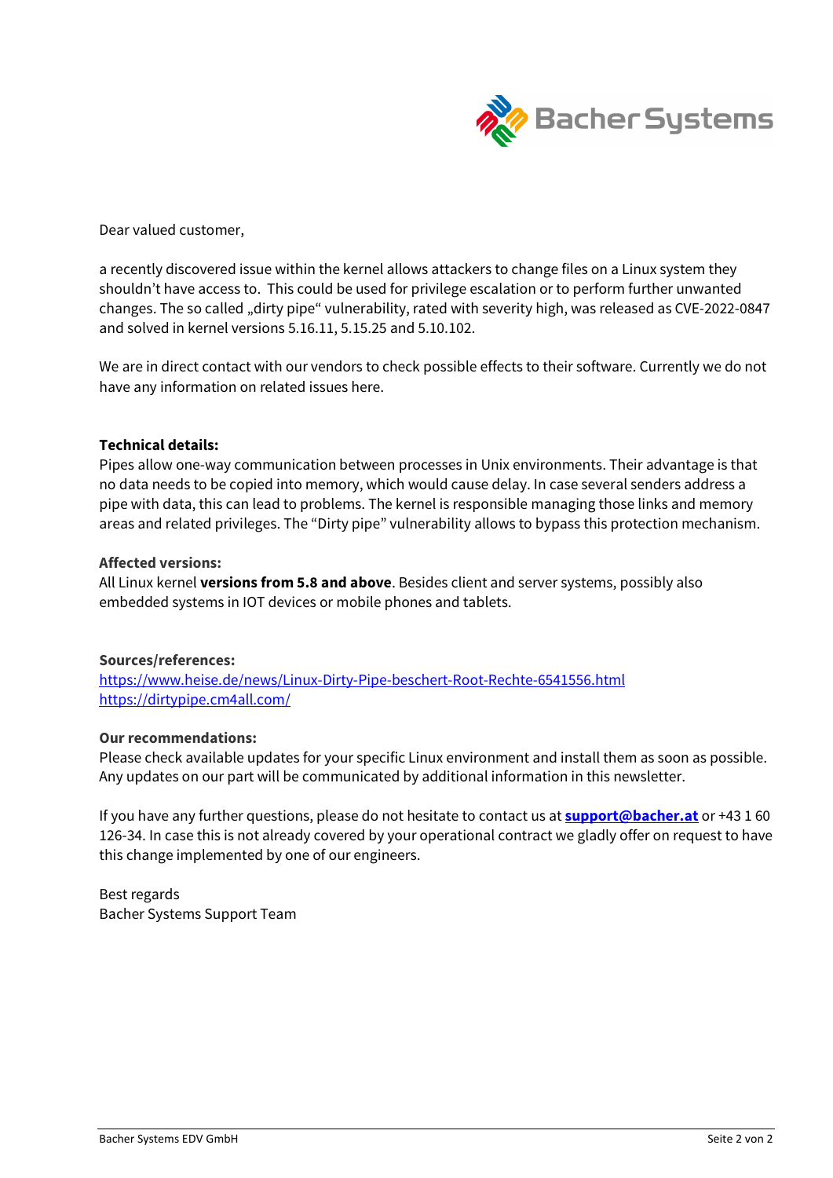Dear valued customer,

a recently discovered issue within the kernel allows attackers to change files on a Linux system they shouldn't have access to.  This could be used for privilege escalation or to perform further unwanted changes. The so called „dirty pipe" vulnerability, rated with severity high, was released as CVE-2022-0847 and solved in kernel versions 5.16.11, 5.15.25 and 5.10.102.

We are in direct contact with our vendors to check possible effects to their software. Currently we do not have any information on related issues here.

**Technical details:**
Pipes allow one-way communication between processes in Unix environments. Their advantage is that no data needs to be copied into memory, which would cause delay. In case several senders address a pipe with data, this can lead to problems. The kernel is responsible managing those links and memory areas and related privileges. The "Dirty pipe" vulnerability allows to bypass this protection mechanism.

**Affected versions:**
All Linux kernel **versions from 5.8 and above**. Besides client and server systems, possibly also embedded systems in IOT devices or mobile phones and tablets.

**Sources/references:**
https://www.heise.de/news/Linux-Dirty-Pipe-beschert-Root-Rechte-6541556.html
https://dirtypipe.cm4all.com/

**Our recommendations:**
Please check available updates for your specific Linux environment and install them as soon as possible. Any updates on our part will be communicated by additional information in this newsletter.

If you have any further questions, please do not hesitate to contact us at **support@bacher.at** or +43 1 60 126-34. In case this is not already covered by your operational contract we gladly offer on request to have this change implemented by one of our engineers.

Best regards
Bacher Systems Support Team